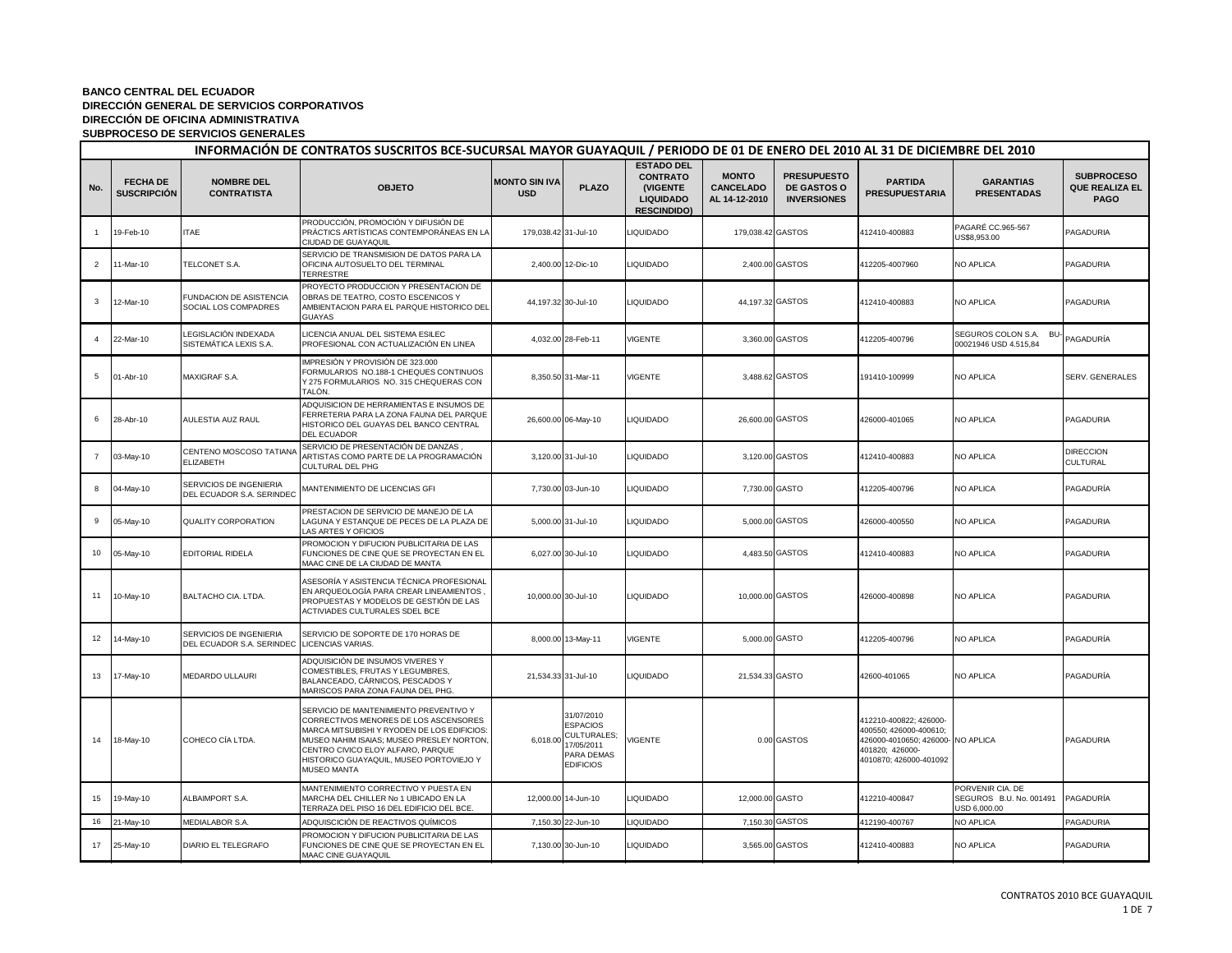**BANCO CENTRAL DEL ECUADOR**
**DIRECCIÓN GENERAL DE SERVICIOS CORPORATIVOS**
**DIRECCIÓN DE OFICINA ADMINISTRATIVA**
**SUBPROCESO DE SERVICIOS GENERALES**

## INFORMACIÓN DE CONTRATOS SUSCRITOS BCE-SUCURSAL MAYOR GUAYAQUIL / PERIODO DE 01 DE ENERO DEL 2010 AL 31 DE DICIEMBRE DEL 2010

| No. | FECHA DE SUSCRIPCIÓN | NOMBRE DEL CONTRATISTA | OBJETO | MONTO SIN IVA USD | PLAZO | ESTADO DEL CONTRATO (VIGENTE LIQUIDADO RESCINDIDO) | MONTO CANCELADO AL 14-12-2010 | PRESUPUESTO DE GASTOS O INVERSIONES | PARTIDA PRESUPUESTARIA | GARANTIAS PRESENTADAS | SUBPROCESO QUE REALIZA EL PAGO |
|---|---|---|---|---|---|---|---|---|---|---|---|
| 1 | 19-Feb-10 | ITAE | PRODUCCIÓN, PROMOCIÓN Y DIFUSIÓN DE PRÁCTICS ARTÍSTICAS CONTEMPORÁNEAS EN LA CIUDAD DE GUAYAQUIL | 179,038.42 | 31-Jul-10 | LIQUIDADO | 179,038.42 | GASTOS | 412410-400883 | PAGARÉ CC.965-567 US$8,953.00 | PAGADURIA |
| 2 | 11-Mar-10 | TELCONET S.A. | SERVICIO DE TRANSMISION DE DATOS PARA LA OFICINA AUTOSUELTO DEL TERMINAL TERRESTRE | 2,400.00 | 12-Dic-10 | LIQUIDADO | 2,400.00 | GASTOS | 412205-4007960 | NO APLICA | PAGADURIA |
| 3 | 12-Mar-10 | FUNDACION DE ASISTENCIA SOCIAL LOS COMPADRES | PROYECTO PRODUCCION Y PRESENTACION DE OBRAS DE TEATRO, COSTO ESCENICOS Y AMBIENTACION PARA EL PARQUE HISTORICO DEL GUAYAS | 44,197.32 | 30-Jul-10 | LIQUIDADO | 44,197.32 | GASTOS | 412410-400883 | NO APLICA | PAGADURIA |
| 4 | 22-Mar-10 | LEGISLACIÓN INDEXADA SISTEMÁTICA LEXIS S.A. | LICENCIA ANUAL DEL SISTEMA ESILEC PROFESIONAL CON ACTUALIZACIÓN EN LINEA | 4,032.00 | 28-Feb-11 | VIGENTE | 3,360.00 | GASTOS | 412205-400796 | SEGUROS COLON S.A. BU-00021946 USD 4.515,84 | PAGADURÍA |
| 5 | 01-Abr-10 | MAXIGRAF S.A. | IMPRESIÓN Y PROVISIÓN DE 323.000 FORMULARIOS NO.188-1 CHEQUES CONTINUOS Y 275 FORMULARIOS NO. 315 CHEQUERAS CON TALÓN. | 8,350.50 | 31-Mar-11 | VIGENTE | 3,488.62 | GASTOS | 191410-100999 | NO APLICA | SERV. GENERALES |
| 6 | 28-Abr-10 | AULESTIA AUZ RAUL | ADQUISICION DE HERRAMIENTAS E INSUMOS DE FERRETERIA PARA LA ZONA FAUNA DEL PARQUE HISTORICO DEL GUAYAS DEL BANCO CENTRAL DEL ECUADOR | 26,600.00 | 06-May-10 | LIQUIDADO | 26,600.00 | GASTOS | 426000-401065 | NO APLICA | PAGADURIA |
| 7 | 03-May-10 | CENTENO MOSCOSO TATIANA ELIZABETH | SERVICIO DE PRESENTACIÓN DE DANZAS , ARTISTAS COMO PARTE DE LA PROGRAMACIÓN CULTURAL DEL PHG | 3,120.00 | 31-Jul-10 | LIQUIDADO | 3,120.00 | GASTOS | 412410-400883 | NO APLICA | DIRECCION CULTURAL |
| 8 | 04-May-10 | SERVICIOS DE INGENIERIA DEL ECUADOR S.A. SERINDEC | MANTENIMIENTO DE LICENCIAS GFI | 7,730.00 | 03-Jun-10 | LIQUIDADO | 7,730.00 | GASTO | 412205-400796 | NO APLICA | PAGADURÍA |
| 9 | 05-May-10 | QUALITY CORPORATION | PRESTACION DE SERVICIO DE MANEJO DE LA LAGUNA Y ESTANQUE DE PECES DE LA PLAZA DE LAS ARTES Y OFICIOS | 5,000.00 | 31-Jul-10 | LIQUIDADO | 5,000.00 | GASTOS | 426000-400550 | NO APLICA | PAGADURIA |
| 10 | 05-May-10 | EDITORIAL RIDELA | PROMOCION Y DIFUCION PUBLICITARIA DE LAS FUNCIONES DE CINE QUE SE PROYECTAN EN EL MAAC CINE DE LA CIUDAD DE MANTA | 6,027.00 | 30-Jul-10 | LIQUIDADO | 4,483.50 | GASTOS | 412410-400883 | NO APLICA | PAGADURIA |
| 11 | 10-May-10 | BALTACHO CIA. LTDA. | ASESORÍA Y ASISTENCIA TÉCNICA PROFESIONAL EN ARQUEOLOGÍA PARA CREAR LINEAMIENTOS , PROPUESTAS Y MODELOS DE GESTIÓN DE LAS ACTIVIADES CULTURALES SDEL BCE | 10,000.00 | 30-Jul-10 | LIQUIDADO | 10,000.00 | GASTOS | 426000-400898 | NO APLICA | PAGADURIA |
| 12 | 14-May-10 | SERVICIOS DE INGENIERIA DEL ECUADOR S.A. SERINDEC | SERVICIO DE SOPORTE DE 170 HORAS DE LICENCIAS VARIAS. | 8,000.00 | 13-May-11 | VIGENTE | 5,000.00 | GASTO | 412205-400796 | NO APLICA | PAGADURÍA |
| 13 | 17-May-10 | MEDARDO ULLAURI | ADQUISICIÓN DE INSUMOS VIVERES Y COMESTIBLES, FRUTAS Y LEGUMBRES, BALANCEADO, CÁRNICOS, PESCADOS Y MARISCOS PARA ZONA FAUNA DEL PHG. | 21,534.33 | 31-Jul-10 | LIQUIDADO | 21,534.33 | GASTO | 42600-401065 | NO APLICA | PAGADURÍA |
| 14 | 18-May-10 | COHECO CÍA LTDA. | SERVICIO DE MANTENIMIENTO PREVENTIVO Y CORRECTIVOS MENORES DE LOS ASCENSORES MARCA MITSUBISHI Y RYODEN DE LOS EDIFICIOS: MUSEO NAHIM ISAIAS; MUSEO PRESLEY NORTON, CENTRO CIVICO ELOY ALFARO, PARQUE HISTORICO GUAYAQUIL, MUSEO PORTOVIEJO Y MUSEO MANTA | 6,018.00 | 31/07/2010 ESPACIOS CULTURALES; 17/05/2011 PARA DEMAS EDIFICIOS | VIGENTE | 0.00 | GASTOS | 412210-400822; 426000-400550; 426000-400610; 426000-4010650; 426000-401820; 426000-4010870; 426000-401092 | NO APLICA | PAGADURIA |
| 15 | 19-May-10 | ALBAIMPORT S.A. | MANTENIMIENTO CORRECTIVO Y PUESTA EN MARCHA DEL CHILLER No 1 UBICADO EN LA TERRAZA DEL PISO 16 DEL EDIFICIO DEL BCE. | 12,000.00 | 14-Jun-10 | LIQUIDADO | 12,000.00 | GASTO | 412210-400847 | PORVENIR CIA. DE SEGUROS B.U. No. 001491 USD 6,000.00 | PAGADURÍA |
| 16 | 21-May-10 | MEDIALABOR S.A. | ADQUISCICIÓN DE REACTIVOS QUÍMICOS | 7,150.30 | 22-Jun-10 | LIQUIDADO | 7,150.30 | GASTOS | 412190-400767 | NO APLICA | PAGADURIA |
| 17 | 25-May-10 | DIARIO EL TELEGRAFO | PROMOCION Y DIFUCION PUBLICITARIA DE LAS FUNCIONES DE CINE QUE SE PROYECTAN EN EL MAAC CINE GUAYAQUIL | 7,130.00 | 30-Jun-10 | LIQUIDADO | 3,565.00 | GASTOS | 412410-400883 | NO APLICA | PAGADURIA |

CONTRATOS 2010 BCE GUAYAQUIL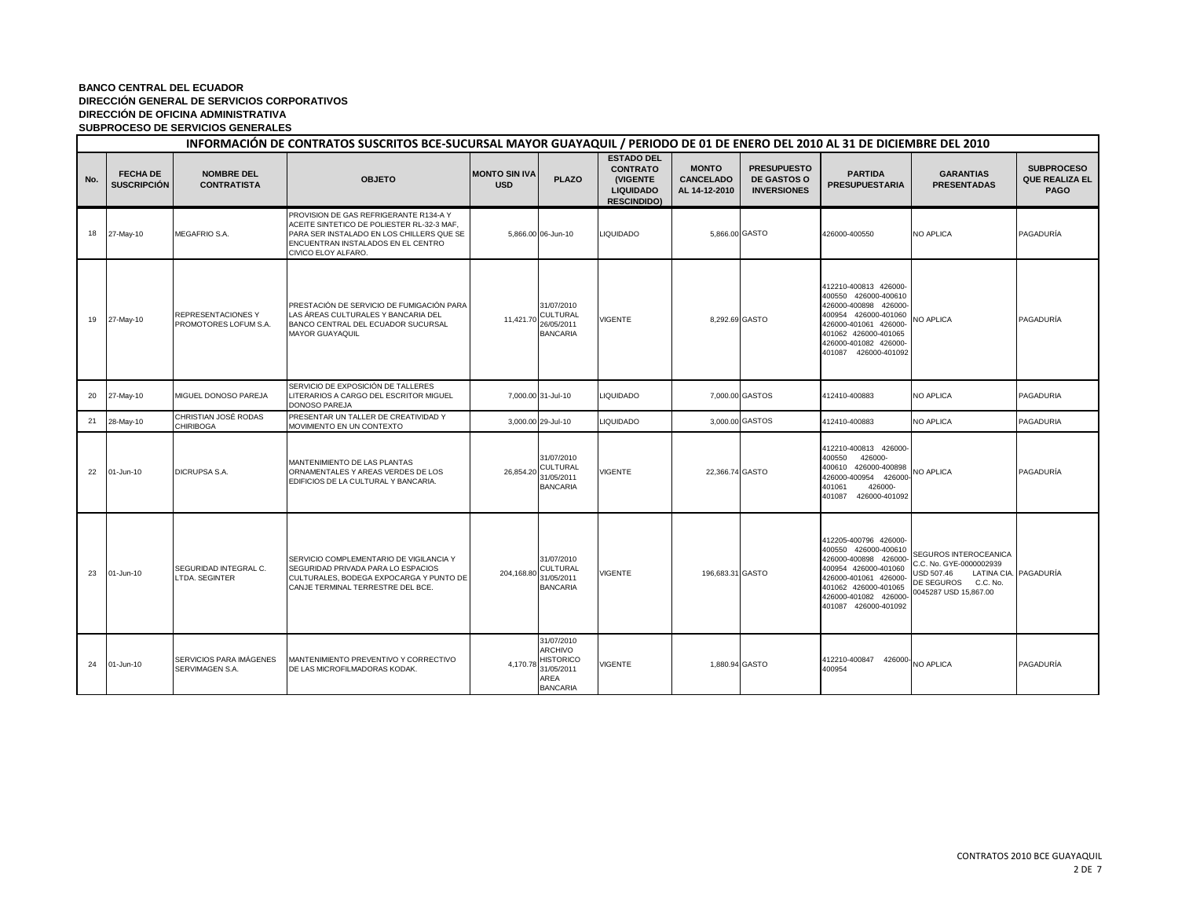**BANCO CENTRAL DEL ECUADOR**
**DIRECCIÓN GENERAL DE SERVICIOS CORPORATIVOS**
**DIRECCIÓN DE OFICINA ADMINISTRATIVA**
**SUBPROCESO DE SERVICIOS GENERALES**

| INFORMACIÓN DE CONTRATOS SUSCRITOS BCE-SUCURSAL MAYOR GUAYAQUIL / PERIODO DE 01 DE ENERO DEL 2010 AL 31 DE DICIEMBRE DEL 2010 | | | | | | | | | | | |
|---|---|---|---|---|---|---|---|---|---|---|---|
| **No.** | **FECHA DE SUSCRIPCIÓN** | **NOMBRE DEL CONTRATISTA** | **OBJETO** | **MONTO SIN IVA USD** | **PLAZO** | **ESTADO DEL CONTRATO (VIGENTE LIQUIDADO RESCINDIDO)** | **MONTO CANCELADO AL 14-12-2010** | **PRESUPUESTO DE GASTOS O INVERSIONES** | **PARTIDA PRESUPUESTARIA** | **GARANTIAS PRESENTADAS** | **SUBPROCESO QUE REALIZA EL PAGO** |
| 18 | 27-May-10 | MEGAFRIO S.A. | PROVISION DE GAS REFRIGERANTE R134-A Y ACEITE SINTETICO DE POLIESTER RL-32-3 MAF, PARA SER INSTALADO EN LOS CHILLERS QUE SE ENCUENTRAN INSTALADOS EN EL CENTRO CIVICO ELOY ALFARO. | 5,866.00 | 06-Jun-10 | LIQUIDADO | 5,866.00 | GASTO | 426000-400550 | NO APLICA | PAGADURÍA |
| 19 | 27-May-10 | REPRESENTACIONES Y PROMOTORES LOFUM S.A. | PRESTACIÓN DE SERVICIO DE FUMIGACIÓN PARA LAS ÁREAS CULTURALES Y BANCARIA DEL BANCO CENTRAL DEL ECUADOR SUCURSAL MAYOR GUAYAQUIL | 11,421.70 | 31/07/2010 CULTURAL 26/05/2011 BANCARIA | VIGENTE | 8,292.69 | GASTO | 412210-400813 426000-400550 426000-400610 426000-400898 426000-400954 426000-401060 426000-401061 426000-401062 426000-401065 426000-401082 426000-401087 426000-401092 | NO APLICA | PAGADURÍA |
| 20 | 27-May-10 | MIGUEL DONOSO PAREJA | SERVICIO DE EXPOSICIÓN DE TALLERES LITERARIOS A CARGO DEL ESCRITOR MIGUEL DONOSO PAREJA | 7,000.00 | 31-Jul-10 | LIQUIDADO | 7,000.00 | GASTOS | 412410-400883 | NO APLICA | PAGADURIA |
| 21 | 28-May-10 | CHRISTIAN JOSÉ RODAS CHIRIBOGA | PRESENTAR UN TALLER DE CREATIVIDAD Y MOVIMIENTO EN UN CONTEXTO | 3,000.00 | 29-Jul-10 | LIQUIDADO | 3,000.00 | GASTOS | 412410-400883 | NO APLICA | PAGADURIA |
| 22 | 01-Jun-10 | DICRUPSA S.A. | MANTENIMIENTO DE LAS PLANTAS ORNAMENTALES Y AREAS VERDES DE LOS EDIFICIOS DE LA CULTURAL Y BANCARIA. | 26,854.20 | 31/07/2010 CULTURAL 31/05/2011 BANCARIA | VIGENTE | 22,366.74 | GASTO | 412210-400813 426000-400550 426000-400610 426000-400898 426000-400954 426000-401061 426000-401087 426000-401092 | NO APLICA | PAGADURÍA |
| 23 | 01-Jun-10 | SEGURIDAD INTEGRAL C. LTDA. SEGINTER | SERVICIO COMPLEMENTARIO DE VIGILANCIA Y SEGURIDAD PRIVADA PARA LOS ESPACIOS CULTURALES, BODEGA EXPOCARGA Y PUNTO DE CANJE TERMINAL TERRESTRE DEL BCE. | 204,168.80 | 31/07/2010 CULTURAL 31/05/2011 BANCARIA | VIGENTE | 196,683.31 | GASTO | 412205-400796 426000-400550 426000-400610 426000-400898 426000-400954 426000-401060 426000-401061 426000-401062 426000-401065 426000-401082 426000-401087 426000-401092 | SEGUROS INTEROCEANICA C.C. No. GYE-0000002939 USD 507.46 LATINA CIA. DE SEGUROS C.C. No. 0045287 USD 15,867.00 | PAGADURÍA |
| 24 | 01-Jun-10 | SERVICIOS PARA IMÁGENES SERVIMAGEN S.A. | MANTENIMIENTO PREVENTIVO Y CORRECTIVO DE LAS MICROFILMADORAS KODAK. | 4,170.78 | 31/07/2010 ARCHIVO HISTORICO 31/05/2011 AREA BANCARIA | VIGENTE | 1,880.94 | GASTO | 412210-400847 426000-400954 | NO APLICA | PAGADURÍA |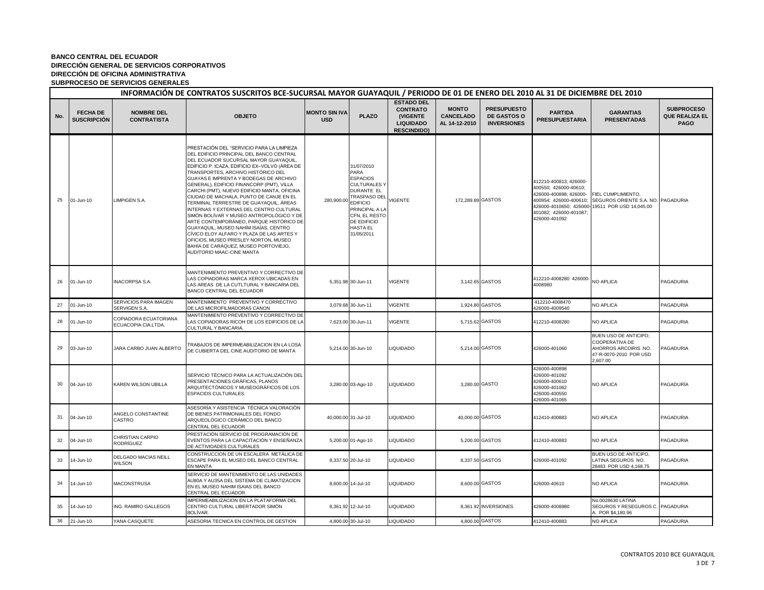**BANCO CENTRAL DEL ECUADOR**
**DIRECCIÓN GENERAL DE SERVICIOS CORPORATIVOS**
**DIRECCIÓN DE OFICINA ADMINISTRATIVA**
**SUBPROCESO DE SERVICIOS GENERALES**

**INFORMACIÓN DE CONTRATOS SUSCRITOS BCE-SUCURSAL MAYOR GUAYAQUIL / PERIODO DE 01 DE ENERO DEL 2010 AL 31 DE DICIEMBRE DEL 2010**

| No. | FECHA DE SUSCRIPCIÓN | NOMBRE DEL CONTRATISTA | OBJETO | MONTO SIN IVA USD | PLAZO | ESTADO DEL CONTRATO (VIGENTE LIQUIDADO RESCINDIDO) | MONTO CANCELADO AL 14-12-2010 | PRESUPUESTO DE GASTOS O INVERSIONES | PARTIDA PRESUPUESTARIA | GARANTIAS PRESENTADAS | SUBPROCESO QUE REALIZA EL PAGO |
|---|---|---|---|---|---|---|---|---|---|---|---|
| 25 | 01-Jun-10 | LIMPIGEN S.A. | PRESTACIÓN DEL "SERVICIO PARA LA LIMPIEZA DEL EDIFICIO PRINCIPAL DEL BANCO CENTRAL DEL ECUADOR SUCURSAL MAYOR GUAYAQUIL, EDIFICIO P. ICAZA, EDIFICIO EX–VOLVO (ÁREA DE TRANSPORTES, ARCHIVO HISTÓRICO DEL GUAYAS E IMPRENTA Y BODEGAS DE ARCHIVO GENERAL), EDIFICIO FINANCORP (PMT), VILLA CARCHI (PMT), NUEVO EDIFICIO MANTA, OFICINA CIUDAD DE MACHALA, PUNTO DE CANJE EN EL TERMINAL TERRESTRE DE GUAYAQUIL, ÁREAS INTERNAS Y EXTERNAS DEL CENTRO CULTURAL SIMÓN BOLÍVAR Y MUSEO ANTROPOLÓGICO Y DE ARTE CONTEMPORÁNEO, PARQUE HISTÓRICO DE GUAYAQUIL, MUSEO NAHÍM ISAÍAS, CENTRO CÍVICO ELOY ALFARO Y PLAZA DE LAS ARTES Y OFICIOS, MUSEO PRESLEY NORTON, MUSEO BAHÍA DE CARÁQUEZ, MUSEO PORTOVIEJO, AUDITORIO MAAC-CINE MANTA | 280,900.00 | 31/07/2010 PARA ESPACIOS CULTURALES Y DURANTE EL TRASPASO DEL EDIFICIO PRINCIPAL A LA CFN, EL RESTO DE EDIFICIO HASTA EL 31/05/2011 | VIGENTE | 172,289.89 | GASTOS | 412210-400813; 426000-400550; 426000-40610; 426000-400898; 426000-400954; 426000-400610; 426000-4010650; 426000-401082; 426000-401087; 426000-401092 | FIEL CUMPLIMIENTO, SEGUROS ORIENTE S.A. NO. 19511 POR USD 14,045.00 | PAGADURIA |
| 26 | 01-Jun-10 | INACORPSA S.A. | MANTENIMIENTO PREVENTIVO Y CORRECTIVO DE LAS COPIADORAS MARCA XEROX UBICADAS EN LAS AREAS DE LA CUTLTURAL Y BANCARIA DEL BANCO CENTRAL DEL ECUADOR | 5,351.98 | 30-Jun-11 | VIGENTE | 3,142.65 | GASTOS | 412210-4008280 426000-4008980 | NO APLICA | PAGADURIA |
| 27 | 01-Jun-10 | SERVICIOS PARA IMAGEN SERVIGEN S.A. | MANTENIMIENTO PREVENTIVO Y CORRECTIVO DE LAS MICROFILMADORAS CANON | 3,079.68 | 30-Jun-11 | VIGENTE | 1,924.80 | GASTOS | 412210-4008470 426000-4009540 | NO APLICA | PAGADURIA |
| 28 | 01-Jun-10 | COPIADORA ECUATORIANA ECUACOPIA CIA.LTDA. | MANTENIMIENTO PREVENTIVO Y CORRECTIVO DE LAS COPIADORAS RICOH DE LOS EDIFICIOS DE LA CULTURAL Y BANCARIA. | 7,623.00 | 30-Jun-11 | VIGENTE | 5,715.62 | GASTOS | 412210-4008280 | NO APLICA | PAGADURIA |
| 29 | 03-Jun-10 | JARA CARBO JUAN ALBERTO | TRABAJOS DE IMPERMEABILIZACION EN LA LOSA DE CUBIERTA DEL CINE AUDITORIO DE MANTA | 5,214.00 | 30-Jun-10 | LIQUIDADO | 5,214.00 | GASTOS | 426000-401060 | BUEN USO DE ANTICIPO; COOPERATIVA DE AHORROS ARCOIRIS NO. 47-R-0070-2010 POR USD 2,607.00 | PAGADURIA |
| 30 | 04-Jun-10 | KAREN WILSON UBILLA | SERVICIO TÉCNICO PARA LA ACTUALIZACIÓN DEL PRESENTACIONES GRÁFICAS, PLANOS ARQUITECTÓNICOS Y MUSEOGRÁFICOS DE LOS ESPACIOS CULTURALES. | 3,280.00 | 03-Ago-10 | LIQUIDADO | 3,280.00 | GASTO | 426000-400898 426000-401092 426000-400610 426000-401062 426000-400550 426000-401065 | NO APLICA | PAGADURÍA |
| 31 | 04-Jun-10 | ANGELO CONSTANTINE CASTRO | ASESORÍA Y ASISTENCIA TÉCNICA VALORACIÓN DE BIENES PATRIMONIALES DEL FONDO ARQUEOLÓGICO CERÁMICO DEL BANCO CENTRAL DEL ECUADOR | 40,000.00 | 31-Jul-10 | LIQUIDADO | 40,000.00 | GASTOS | 412410-400883 | NO APLICA | PAGADURIA |
| 32 | 04-Jun-10 | CHRISTIAN CARPIO RODRÍGUEZ | PRESTACIÓN SERVICIO DE PROGRAMACIÓN DE EVENTOS PARA LA CAPACITACIÓN Y ENSEÑANZA DE ACTIVIDADES CULTURALES | 5,200.00 | 01-Ago-10 | LIQUIDADO | 5,200.00 | GASTOS | 412410-400883 | NO APLICA | PAGADURIA |
| 33 | 14-Jun-10 | DELGADO MACIAS NEILL WILSON | CONSTRUCCION DE UN ESCALERA METÁLICA DE ESCAPE PARA EL MUSEO DEL BANCO CENTRAL EN MANTA | 8,337.50 | 20-Jul-10 | LIQUIDADO | 8,337.50 | GASTOS | 426000-401092 | BUEN USO DE ANTICIPO, LATINA SEGUROS NO. 28483 POR USD 4,168.75 | PAGADURIA |
| 34 | 14-Jun-10 | MACONSTRUSA | SERVICIO DE MANTENIMIENTO DE LAS UNIDADES AU80A Y AU35A DEL SISTEMA DE CLIMATIZACION EN EL MUSEO NAHIM ISAIAS DEL BANCO CENTRAL DEL ECUADOR. | 8,600.00 | 14-Jul-10 | LIQUIDADO | 8,600.00 | GASTOS | 426000-40610 | NO APLICA | PAGADURIA |
| 35 | 14-Jun-10 | ING. RAMIRO GALLEGOS | IMPERMEABILIZACION EN LA PLATAFORMA DEL CENTRO CULTURAL LIBERTADOR SIMÓN BOLÍVAR. | 8,361.92 | 12-Jul-10 | LIQUIDADO | 8,361.92 | INVERSIONES | 426000-4008980 | No.0028630 LATINA SEGUROS Y RESEGUROS C. A. POR $4,180.96 | PAGADURIA |
| 36 | 21-Jun-10 | YANA CASQUETE | ASESORIA TECNICA EN CONTROL DE GESTION | 4,800.00 | 30-Jul-10 | LIQUIDADO | 4,800.00 | GASTOS | 412410-400883 | NO APLICA | PAGADURIA |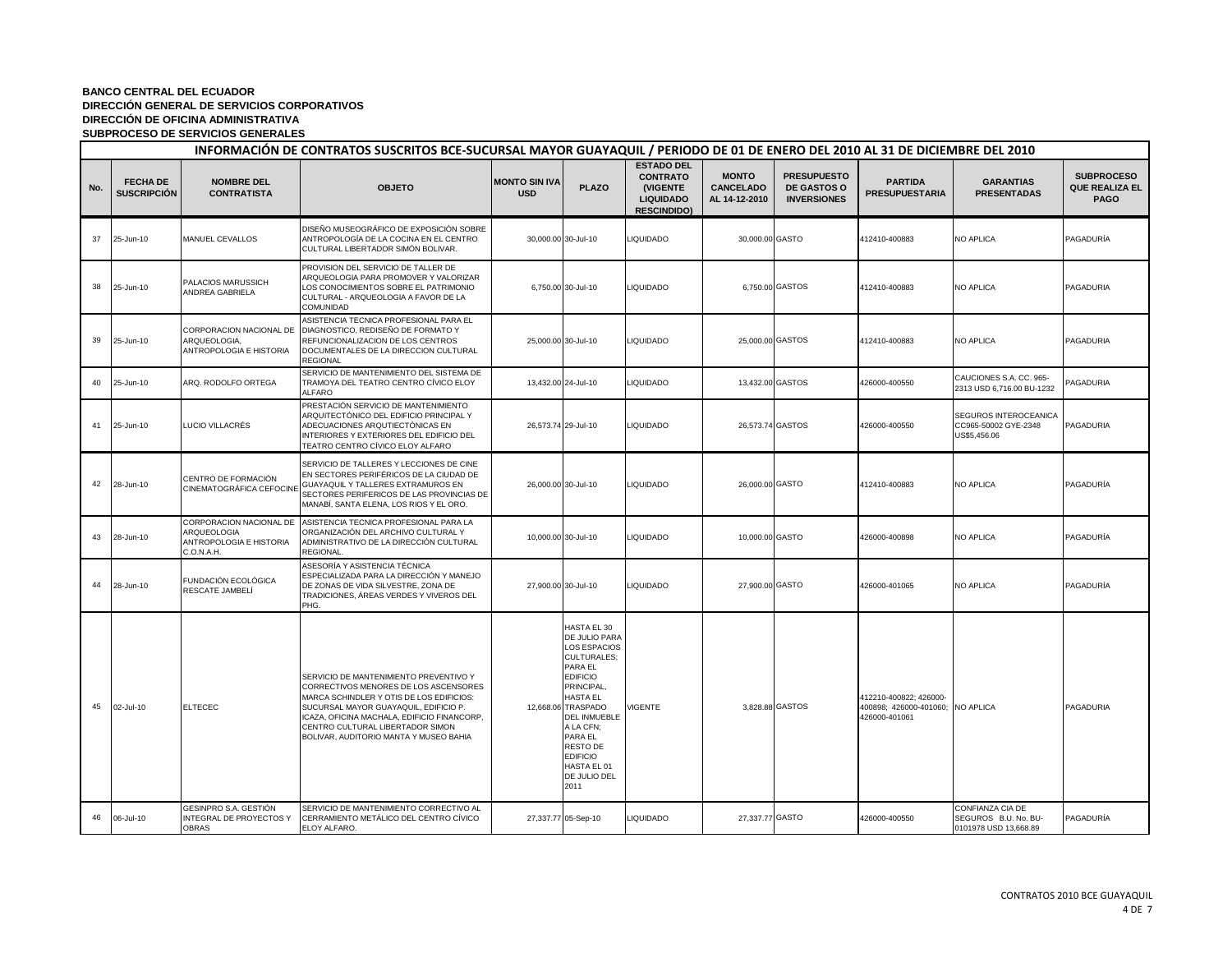**BANCO CENTRAL DEL ECUADOR**
**DIRECCIÓN GENERAL DE SERVICIOS CORPORATIVOS**
**DIRECCIÓN DE OFICINA ADMINISTRATIVA**
**SUBPROCESO DE SERVICIOS GENERALES**

## INFORMACIÓN DE CONTRATOS SUSCRITOS BCE-SUCURSAL MAYOR GUAYAQUIL / PERIODO DE 01 DE ENERO DEL 2010 AL 31 DE DICIEMBRE DEL 2010

| No. | FECHA DE SUSCRIPCIÓN | NOMBRE DEL CONTRATISTA | OBJETO | MONTO SIN IVA USD | PLAZO | ESTADO DEL CONTRATO (VIGENTE LIQUIDADO RESCINDIDO) | MONTO CANCELADO AL 14-12-2010 | PRESUPUESTO DE GASTOS O INVERSIONES | PARTIDA PRESUPUESTARIA | GARANTIAS PRESENTADAS | SUBPROCESO QUE REALIZA EL PAGO |
|---|---|---|---|---|---|---|---|---|---|---|---|
| 37 | 25-Jun-10 | MANUEL CEVALLOS | DISEÑO MUSEOGRÁFICO DE EXPOSICIÓN SOBRE ANTROPOLOGÍA DE LA COCINA EN EL CENTRO CULTURAL LIBERTADOR SIMÓN BOLIVAR. | 30,000.00 | 30-Jul-10 | LIQUIDADO | 30,000.00 | GASTO | 412410-400883 | NO APLICA | PAGADURÍA |
| 38 | 25-Jun-10 | PALACIOS MARUSSICH ANDREA GABRIELA | PROVISION DEL SERVICIO DE TALLER DE ARQUEOLOGIA PARA PROMOVER Y VALORIZAR LOS CONOCIMIENTOS SOBRE EL PATRIMONIO CULTURAL - ARQUEOLOGIA A FAVOR DE LA COMUNIDAD | 6,750.00 | 30-Jul-10 | LIQUIDADO | 6,750.00 | GASTOS | 412410-400883 | NO APLICA | PAGADURIA |
| 39 | 25-Jun-10 | CORPORACION NACIONAL DE ARQUEOLOGIA, ANTROPOLOGIA E HISTORIA | ASISTENCIA TECNICA PROFESIONAL PARA EL DIAGNOSTICO, REDISEÑO DE FORMATO Y REFUNCIONALIZACION DE LOS CENTROS DOCUMENTALES DE LA DIRECCION CULTURAL REGIONAL | 25,000.00 | 30-Jul-10 | LIQUIDADO | 25,000.00 | GASTOS | 412410-400883 | NO APLICA | PAGADURIA |
| 40 | 25-Jun-10 | ARQ. RODOLFO ORTEGA | SERVICIO DE MANTENIMIENTO DEL SISTEMA DE TRAMOYA DEL TEATRO CENTRO CÍVICO ELOY ALFARO | 13,432.00 | 24-Jul-10 | LIQUIDADO | 13,432.00 | GASTOS | 426000-400550 | CAUCIONES S.A. CC. 965-2313 USD 6,716.00 BU-1232 | PAGADURIA |
| 41 | 25-Jun-10 | LUCIO VILLACRÉS | PRESTACIÓN SERVICIO DE MANTENIMIENTO ARQUITECTÓNICO DEL EDIFICIO PRINCIPAL Y ADECUACIONES ARQUTIECTÓNICAS EN INTERIORES Y EXTERIORES DEL EDIFICIO DEL TEATRO CENTRO CÍVICO ELOY ALFARO | 26,573.74 | 29-Jul-10 | LIQUIDADO | 26,573.74 | GASTOS | 426000-400550 | SEGUROS INTEROCEANICA CC965-50002 GYE-2348 US$5,456.06 | PAGADURIA |
| 42 | 28-Jun-10 | CENTRO DE FORMACIÓN CINEMATOGRÁFICA CEFOCINE | SERVICIO DE TALLERES Y LECCIONES DE CINE EN SECTORES PERIFÉRICOS DE LA CIUDAD DE GUAYAQUIL Y TALLERES EXTRAMUROS EN SECTORES PERIFERICOS DE LAS PROVINCIAS DE MANABÍ, SANTA ELENA, LOS RIOS Y EL ORO. | 26,000.00 | 30-Jul-10 | LIQUIDADO | 26,000.00 | GASTO | 412410-400883 | NO APLICA | PAGADURÍA |
| 43 | 28-Jun-10 | CORPORACION NACIONAL DE ARQUEOLOGIA ANTROPOLOGIA E HISTORIA C.O.N.A.H. | ASISTENCIA TECNICA PROFESIONAL PARA LA ORGANIZACIÓN DEL ARCHIVO CULTURAL Y ADMINISTRATIVO DE LA DIRECCIÓN CULTURAL REGIONAL. | 10,000.00 | 30-Jul-10 | LIQUIDADO | 10,000.00 | GASTO | 426000-400898 | NO APLICA | PAGADURÍA |
| 44 | 28-Jun-10 | FUNDACIÓN ECOLÓGICA RESCATE JAMBELÍ | ASESORÍA Y ASISTENCIA TÉCNICA ESPECIALIZADA PARA LA DIRECCIÓN Y MANEJO DE ZONAS DE VIDA SILVESTRE, ZONA DE TRADICIONES, ÁREAS VERDES Y VIVEROS DEL PHG. | 27,900.00 | 30-Jul-10 | LIQUIDADO | 27,900.00 | GASTO | 426000-401065 | NO APLICA | PAGADURÍA |
| 45 | 02-Jul-10 | ELTECEC | SERVICIO DE MANTENIMIENTO PREVENTIVO Y CORRECTIVOS MENORES DE LOS ASCENSORES MARCA SCHINDLER Y OTIS DE LOS EDIFICIOS: SUCURSAL MAYOR GUAYAQUIL, EDIFICIO P. ICAZA, OFICINA MACHALA, EDIFICIO FINANCORP, CENTRO CULTURAL LIBERTADOR SIMON BOLIVAR, AUDITORIO MANTA Y MUSEO BAHIA | 12,668.06 | HASTA EL 30 DE JULIO PARA LOS ESPACIOS CULTURALES; PARA EL EDIFICIO PRINCIPAL, HASTA EL TRASPADO DEL INMUEBLE A LA CFN; PARA EL RESTO DE EDIFICIO HASTA EL 01 DE JULIO DEL 2011 | VIGENTE | 3,828.88 | GASTOS | 412210-400822; 426000-400898; 426000-401060; 426000-401061 | NO APLICA | PAGADURIA |
| 46 | 06-Jul-10 | GESINPRO S.A. GESTIÓN INTEGRAL DE PROYECTOS Y OBRAS | SERVICIO DE MANTENIMIENTO CORRECTIVO AL CERRAMIENTO METÁLICO DEL CENTRO CÍVICO ELOY ALFARO. | 27,337.77 | 05-Sep-10 | LIQUIDADO | 27,337.77 | GASTO | 426000-400550 | CONFIANZA CIA DE SEGUROS B.U. No. BU-0101978 USD 13,668.89 | PAGADURÍA |

CONTRATOS 2010 BCE GUAYAQUIL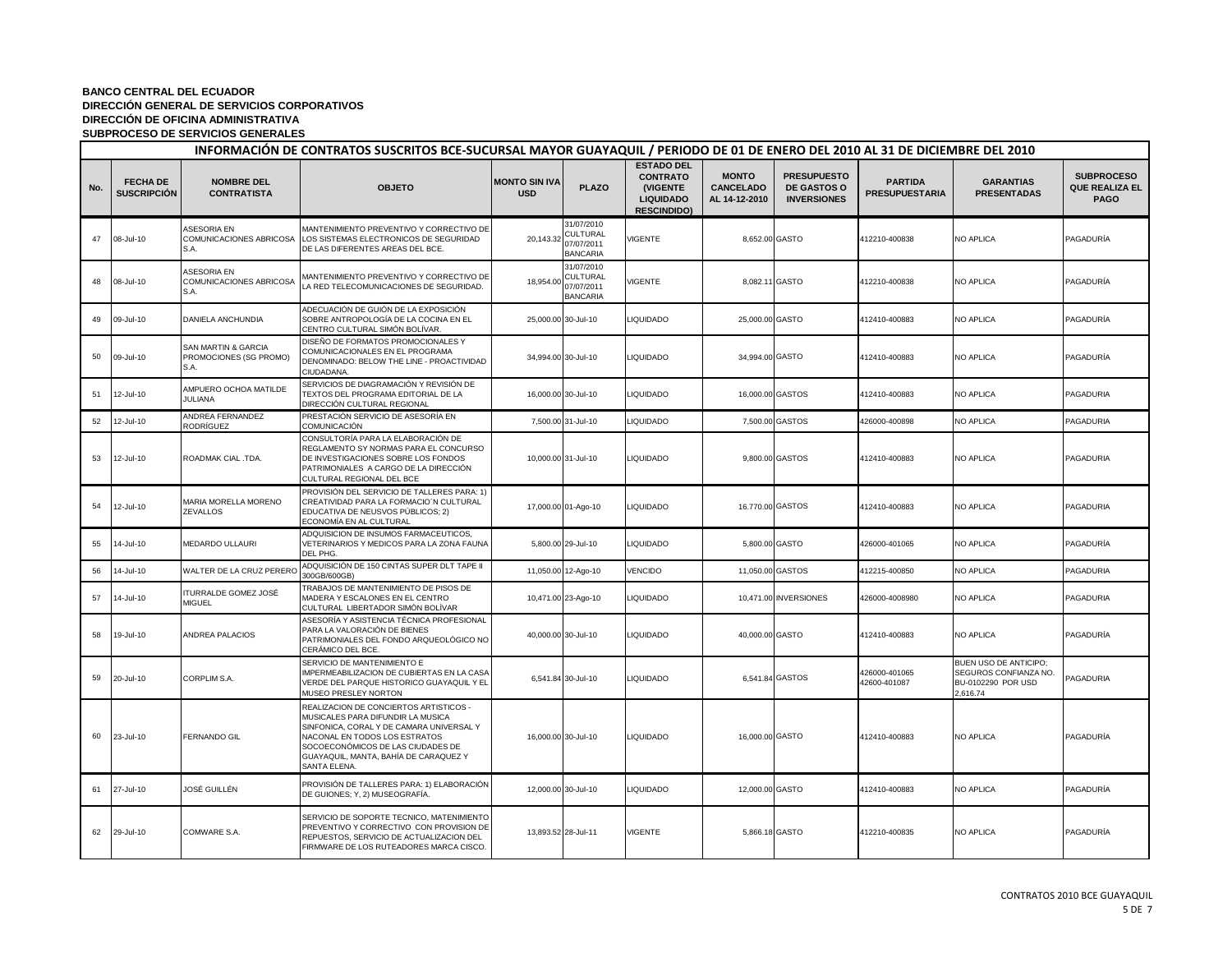**BANCO CENTRAL DEL ECUADOR**
**DIRECCIÓN GENERAL DE SERVICIOS CORPORATIVOS**
**DIRECCIÓN DE OFICINA ADMINISTRATIVA**
**SUBPROCESO DE SERVICIOS GENERALES**

## INFORMACIÓN DE CONTRATOS SUSCRITOS BCE-SUCURSAL MAYOR GUAYAQUIL / PERIODO DE 01 DE ENERO DEL 2010 AL 31 DE DICIEMBRE DEL 2010

| No. | FECHA DE SUSCRIPCIÓN | NOMBRE DEL CONTRATISTA | OBJETO | MONTO SIN IVA USD | PLAZO | ESTADO DEL CONTRATO (VIGENTE LIQUIDADO RESCINDIDO) | MONTO CANCELADO AL 14-12-2010 | PRESUPUESTO DE GASTOS O INVERSIONES | PARTIDA PRESUPUESTARIA | GARANTIAS PRESENTADAS | SUBPROCESO QUE REALIZA EL PAGO |
|---|---|---|---|---|---|---|---|---|---|---|---|
| 47 | 08-Jul-10 | ASESORIA EN COMUNICACIONES ABRICOSA S.A. | MANTENIMIENTO PREVENTIVO Y CORRECTIVO DE LOS SISTEMAS ELECTRONICOS DE SEGURIDAD DE LAS DIFERENTES AREAS DEL BCE. | 20,143.32 | 31/07/2010 CULTURAL 07/07/2011 BANCARIA | VIGENTE | 8,652.00 | GASTO | 412210-400838 | NO APLICA | PAGADURÍA |
| 48 | 08-Jul-10 | ASESORIA EN COMUNICACIONES ABRICOSA S.A. | MANTENIMIENTO PREVENTIVO Y CORRECTIVO DE LA RED TELECOMUNICACIONES DE SEGURIDAD. | 18,954.00 | 31/07/2010 CULTURAL 07/07/2011 BANCARIA | VIGENTE | 8,082.11 | GASTO | 412210-400838 | NO APLICA | PAGADURÍA |
| 49 | 09-Jul-10 | DANIELA ANCHUNDIA | ADECUACIÓN DE GUIÓN DE LA EXPOSICIÓN SOBRE ANTROPOLOGÍA DE LA COCINA EN EL CENTRO CULTURAL SIMÓN BOLÍVAR. | 25,000.00 | 30-Jul-10 | LIQUIDADO | 25,000.00 | GASTO | 412410-400883 | NO APLICA | PAGADURÍA |
| 50 | 09-Jul-10 | SAN MARTIN & GARCIA PROMOCIONES (SG PROMO) S.A. | DISEÑO DE FORMATOS PROMOCIONALES Y COMUNICACIONALES EN EL PROGRAMA DENOMINADO: BELOW THE LINE - PROACTIVIDAD CIUDADANA. | 34,994.00 | 30-Jul-10 | LIQUIDADO | 34,994.00 | GASTO | 412410-400883 | NO APLICA | PAGADURÍA |
| 51 | 12-Jul-10 | AMPUERO OCHOA MATILDE JULIANA | SERVICIOS DE DIAGRAMACIÓN Y REVISIÓN DE TEXTOS DEL PROGRAMA EDITORIAL DE LA DIRECCIÓN CULTURAL REGIONAL | 16,000.00 | 30-Jul-10 | LIQUIDADO | 16,000.00 | GASTOS | 412410-400883 | NO APLICA | PAGADURIA |
| 52 | 12-Jul-10 | ANDREA FERNANDEZ RODRÍGUEZ | PRESTACIÓN SERVICIO DE ASESORÍA EN COMUNICACIÓN | 7,500.00 | 31-Jul-10 | LIQUIDADO | 7,500.00 | GASTOS | 426000-400898 | NO APLICA | PAGADURIA |
| 53 | 12-Jul-10 | ROADMAK CIAL .TDA. | CONSULTORÍA PARA LA ELABORACIÓN DE REGLAMENTO SY NORMAS PARA EL CONCURSO DE INVESTIGACIONES SOBRE LOS FONDOS PATRIMONIALES A CARGO DE LA DIRECCIÓN CULTURAL REGIONAL DEL BCE | 10,000.00 | 31-Jul-10 | LIQUIDADO | 9,800.00 | GASTOS | 412410-400883 | NO APLICA | PAGADURIA |
| 54 | 12-Jul-10 | MARIA MORELLA MORENO ZEVALLOS | PROVISIÓN DEL SERVICIO DE TALLERES PARA: 1) CREATIVIDAD PARA LA FORMACIO´N CULTURAL EDUCATIVA DE NEUSVOS PÚBLICOS; 2) ECONOMÍA EN AL CULTURAL | 17,000.00 | 01-Ago-10 | LIQUIDADO | 16.770.00 | GASTOS | 412410-400883 | NO APLICA | PAGADURIA |
| 55 | 14-Jul-10 | MEDARDO ULLAURI | ADQUISICION DE INSUMOS FARMACEUTICOS, VETERINARIOS Y MEDICOS PARA LA ZONA FAUNA DEL PHG. | 5,800.00 | 29-Jul-10 | LIQUIDADO | 5,800.00 | GASTO | 426000-401065 | NO APLICA | PAGADURÍA |
| 56 | 14-Jul-10 | WALTER DE LA CRUZ PERERO | ADQUISICIÓN DE 150 CINTAS SUPER DLT TAPE II 300GB/600GB) | 11,050.00 | 12-Ago-10 | VENCIDO | 11,050.00 | GASTOS | 412215-400850 | NO APLICA | PAGADURIA |
| 57 | 14-Jul-10 | ITURRALDE GOMEZ JOSÉ MIGUEL | TRABAJOS DE MANTENIMIENTO DE PISOS DE MADERA Y ESCALONES EN EL CENTRO CULTURAL LIBERTADOR SIMÓN BOLÍVAR | 10,471.00 | 23-Ago-10 | LIQUIDADO | 10,471.00 | INVERSIONES | 426000-4008980 | NO APLICA | PAGADURIA |
| 58 | 19-Jul-10 | ANDREA PALACIOS | ASESORÍA Y ASISTENCIA TÉCNICA PROFESIONAL PARA LA VALORACIÓN DE BIENES PATRIMONIALES DEL FONDO ARQUEOLÓGICO NO CERÁMICO DEL BCE. | 40,000.00 | 30-Jul-10 | LIQUIDADO | 40,000.00 | GASTO | 412410-400883 | NO APLICA | PAGADURÍA |
| 59 | 20-Jul-10 | CORPLIM S.A. | SERVICIO DE MANTENIMIENTO E IMPERMEABILIZACION DE CUBIERTAS EN LA CASA VERDE DEL PARQUE HISTORICO GUAYAQUIL Y EL MUSEO PRESLEY NORTON | 6,541.84 | 30-Jul-10 | LIQUIDADO | 6,541.84 | GASTOS | 426000-401065 42600-401087 | BUEN USO DE ANTICIPO; SEGUROS CONFIANZA NO. BU-0102290 POR USD 2,616.74 | PAGADURIA |
| 60 | 23-Jul-10 | FERNANDO GIL | REALIZACION DE CONCIERTOS ARTISTICOS - MUSICALES PARA DIFUNDIR LA MUSICA SINFONICA, CORAL Y DE CAMARA UNIVERSAL Y NACONAL EN TODOS LOS ESTRATOS SOCOECONÓMICOS DE LAS CIUDADES DE GUAYAQUIL, MANTA, BAHÍA DE CARAQUEZ Y SANTA ELENA. | 16,000.00 | 30-Jul-10 | LIQUIDADO | 16,000.00 | GASTO | 412410-400883 | NO APLICA | PAGADURÍA |
| 61 | 27-Jul-10 | JOSÉ GUILLÉN | PROVISIÓN DE TALLERES PARA: 1) ELABORACIÓN DE GUIONES; Y, 2) MUSEOGRAFÍA. | 12,000.00 | 30-Jul-10 | LIQUIDADO | 12,000.00 | GASTO | 412410-400883 | NO APLICA | PAGADURÍA |
| 62 | 29-Jul-10 | COMWARE S.A. | SERVICIO DE SOPORTE TECNICO, MATENIMIENTO PREVENTIVO Y CORRECTIVO CON PROVISION DE REPUESTOS, SERVICIO DE ACTUALIZACION DEL FIRMWARE DE LOS RUTEADORES MARCA CISCO. | 13,893.52 | 28-Jul-11 | VIGENTE | 5,866.18 | GASTO | 412210-400835 | NO APLICA | PAGADURÍA |

CONTRATOS 2010 BCE GUAYAQUIL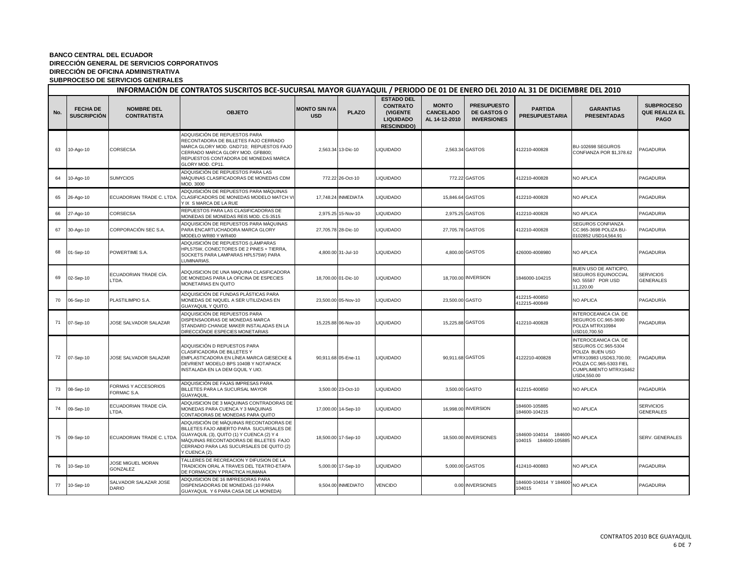**BANCO CENTRAL DEL ECUADOR**
**DIRECCIÓN GENERAL DE SERVICIOS CORPORATIVOS**
**DIRECCIÓN DE OFICINA ADMINISTRATIVA**
**SUBPROCESO DE SERVICIOS GENERALES**

| INFORMACIÓN DE CONTRATOS SUSCRITOS BCE-SUCURSAL MAYOR GUAYAQUIL / PERIODO DE 01 DE ENERO DEL 2010 AL 31 DE DICIEMBRE DEL 2010 | | | | | | | | | | | |
|---|---|---|---|---|---|---|---|---|---|---|---|
| **No.** | **FECHA DE SUSCRIPCIÓN** | **NOMBRE DEL CONTRATISTA** | **OBJETO** | **MONTO SIN IVA USD** | **PLAZO** | **ESTADO DEL CONTRATO (VIGENTE LIQUIDADO RESCINDIDO)** | **MONTO CANCELADO AL 14-12-2010** | **PRESUPUESTO DE GASTOS O INVERSIONES** | **PARTIDA PRESUPUESTARIA** | **GARANTIAS PRESENTADAS** | **SUBPROCESO QUE REALIZA EL PAGO** |
| 63 | 10-Ago-10 | CORSECSA | ADQUISICIÓN DE REPUESTOS PARA RECONTADORA DE BILLETES FAJO CERRADO MARCA GLORY MOD. GND710; REPUESTOS FAJO CERRADO MARCA GLORY MOD. GFB800; REPUESTOS CONTADORA DE MONEDAS MARCA GLORY MOD. CP11. | 2,563.34 | 13-Dic-10 | LIQUIDADO | 2,563.34 | GASTOS | 412210-400828 | BU-102698 SEGUROS CONFIANZA POR $1,378.62 | PAGADURIA |
| 64 | 10-Ago-10 | SUMYCIOS | ADQUISICIÓN DE REPUESTOS PARA LAS MÁQUINAS CLASIFICADORAS DE MONEDAS CDM MOD. 3000 | 772.22 | 26-Oct-10 | LIQUIDADO | 772.22 | GASTOS | 412210-400828 | NO APLICA | PAGADURIA |
| 65 | 26-Ago-10 | ECUADORIAN TRADE C. LTDA. | ADQUISICIÓN DE REPUESTOS PARA MÁQUINAS CLASIFICADORS DE MONEDAS MODELO MATCH VI Y IX S MARCA DE LA RUE | 17,748.24 | INMEDIATA | LIQUIDADO | 15,846.64 | GASTOS | 412210-400828 | NO APLICA | PAGADURIA |
| 66 | 27-Ago-10 | CORSECSA | REPUESTOS PARA LAS CLASIFICADORAS DE MONEDAS DE MONEDAS REIS MOD. CS-3515 | 2,975.25 | 15-Nov-10 | LIQUIDADO | 2,975.25 | GASTOS | 412210-400828 | NO APLICA | PAGADURIA |
| 67 | 30-Ago-10 | CORPORACIÓN SEC S.A. | ADQUISICIÓN DE REPUESTOS PARA MÁQUINAS PARA ENCARTUCHADORA MARCA GLORY MODELO WR80 Y WR400 | 27,705.78 | 28-Dic-10 | LIQUIDADO | 27,705.78 | GASTOS | 412210-400828 | SEGUROS CONFIANZA CC.965-3698 POLIZA BU-0102852 USD14,564.91 | PAGADURIA |
| 68 | 01-Sep-10 | POWERTIME S.A. | ADQUISICIÓN DE REPUESTOS (LÁMPARAS HPL575W, CONECTORES DE 2 PINES + TIERRA, SOCKETS PARA LAMPARAS HPL575W) PARA LUMINARIAS. | 4,800.00 | 31-Jul-10 | LIQUIDADO | 4,800.00 | GASTOS | 426000-4008980 | NO APLICA | PAGADURIA |
| 69 | 02-Sep-10 | ECUADORIAN TRADE CÍA. LTDA. | ADQUISICION DE UNA MAQUINA CLASIFICADORA DE MONEDAS PARA LA OFICINA DE ESPECIES MONETARIAS EN QUITO | 18,700.00 | 01-Dic-10 | LIQUIDADO | 18,700.00 | INVERSION | 1846000-104215 | BUEN USO DE ANTICIPO, SEGUROS EQUINOCCIAL NO. 55587 POR USD 11,220.00 | SERVICIOS GENERALES |
| 70 | 06-Sep-10 | PLASTILIMPIO S.A. | ADQUISICIÓN DE FUNDAS PLÁSTICAS PARA MONEDAS DE NIQUEL A SER UTILIZADAS EN GUAYAQUIL Y QUITO. | 23,500.00 | 05-Nov-10 | LIQUIDADO | 23,500.00 | GASTO | 412215-400850 412215-400849 | NO APLICA | PAGADURÍA |
| 71 | 07-Sep-10 | JOSE SALVADOR SALAZAR | ADQUISICIÓN DE REPUESTOS PARA DISPENSAODRAS DE MONEDAS MARCA STANDARD CHANGE MAKER INSTALADAS EN LA DIRECCIÓNDE ESPECIES MONETARIAS | 15,225.88 | 06-Nov-10 | LIQUIDADO | 15,225.88 | GASTOS | 412210-400828 | INTEROCEANICA CIA. DE SEGUROS CC.965-3690 POLIZA MTRX10984 USD10,700.50 | PAGADURIA |
| 72 | 07-Sep-10 | JOSE SALVADOR SALAZAR | ADQUISICIÓN D REPUESTOS PARA CLASIFICADORA DE BILLETES Y EMPLASTICADORA EN LÍNEA MARCA GIESECKE & DEVRIENT MODELO BPS 1040B Y NOTAPACK INSTALADA EN LA DEM GQUIL Y UIO. | 90,911.68 | 05-Ene-11 | LIQUIDADO | 90,911.68 | GASTOS | 4122210-400828 | INTEROCEANICA CIA. DE SEGUROS CC.965-5304 POLIZA BUEN USO MTRX10983 USD63,700.00; PÓLIZA CC.965-5303 FIEL CUMPLIMIENTO MTRX16462 USD4,550.00 | PAGADURIA |
| 73 | 08-Sep-10 | FORMAS Y ACCESORIOS FORMAC S.A. | ADQUISICIÓN DE FAJAS IMPRESAS PARA BILLETES PARA LA SUCURSAL MAYOR GUAYAQUIL. | 3,500.00 | 23-Oct-10 | LIQUIDADO | 3,500.00 | GASTO | 412215-400850 | NO APLICA | PAGADURÍA |
| 74 | 09-Sep-10 | ECUADORIAN TRADE CÍA. LTDA. | ADQUISICION DE 3 MAQUINAS CONTRADORAS DE MONEDAS PARA CUENCA Y 3 MAQUINAS CONTADORAS DE MONEDAS PARA QUITO | 17,000.00 | 14-Sep-10 | LIQUIDADO | 16,998.00 | INVERSION | 184600-105885 184600-104215 | NO APLICA | SERVICIOS GENERALES |
| 75 | 09-Sep-10 | ECUADORIAN TRADE C. LTDA. | ADQUISICIÓN DE MÁQUINAS RECONTADORAS DE BILLETES FAJO ABIERTO PARA SUCURSALES DE GUAYAQUIL (3), QUITO (1) Y CUENCA (2) Y 4 MÁQUINAS RECONTADORAS DE BILLETES FAJO CERRADO PARA LAS SUCURSALES DE QUITO (2) Y CUENCA (2). | 18,500.00 | 17-Sep-10 | LIQUIDADO | 18,500.00 | INVERSIONES | 184600-104014 184600-104015 184600-105885 | NO APLICA | SERV. GENERALES |
| 76 | 10-Sep-10 | JOSE MIGUEL MORAN GONZALEZ | TALLERES DE RECREACION Y DIFUSION DE LA TRADICION ORAL A TRAVES DEL TEATRO-ETAPA DE FORMACION Y PRACTICA HUMANA | 5,000.00 | 17-Sep-10 | LIQUIDADO | 5,000.00 | GASTOS | 412410-400883 | NO APLICA | PAGADURIA |
| 77 | 10-Sep-10 | SALVADOR SALAZAR JOSE DARIO | ADQUISICION DE 16 IMPRESORAS PARA DISPENSADORAS DE MONEDAS (10 PARA GUAYAQUIL Y 6 PARA CASA DE LA MONEDA) | 9,504.00 | INMEDIATO | VENCIDO | 0.00 | INVERSIONES | 184600-104014 Y 184600-104015 | NO APLICA | PAGADURIA |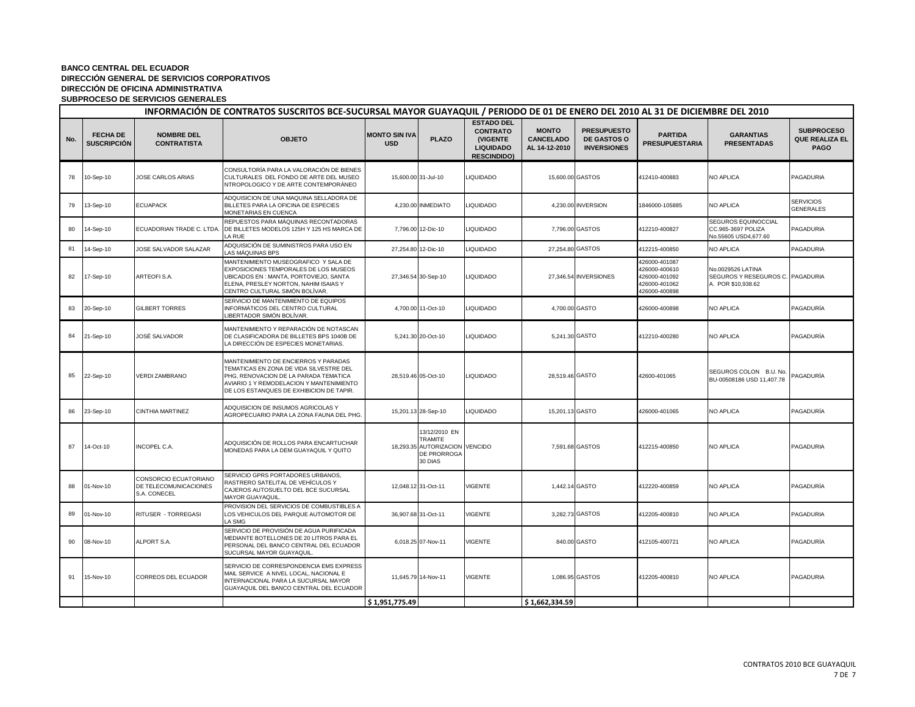**BANCO CENTRAL DEL ECUADOR**
**DIRECCIÓN GENERAL DE SERVICIOS CORPORATIVOS**
**DIRECCIÓN DE OFICINA ADMINISTRATIVA**
**SUBPROCESO DE SERVICIOS GENERALES**

**INFORMACIÓN DE CONTRATOS SUSCRITOS BCE-SUCURSAL MAYOR GUAYAQUIL / PERIODO DE 01 DE ENERO DEL 2010 AL 31 DE DICIEMBRE DEL 2010**

| No. | FECHA DE SUSCRIPCIÓN | NOMBRE DEL CONTRATISTA | OBJETO | MONTO SIN IVA USD | PLAZO | ESTADO DEL CONTRATO (VIGENTE LIQUIDADO RESCINDIDO) | MONTO CANCELADO AL 14-12-2010 | PRESUPUESTO DE GASTOS O INVERSIONES | PARTIDA PRESUPUESTARIA | GARANTIAS PRESENTADAS | SUBPROCESO QUE REALIZA EL PAGO |
|---|---|---|---|---|---|---|---|---|---|---|---|
| 78 | 10-Sep-10 | JOSE CARLOS ARIAS | CONSULTORÍA PARA LA VALORACIÓN DE BIENES CULTURALES DEL FONDO DE ARTE DEL MUSEO NTROPOLOGICO Y DE ARTE CONTEMPORÁNEO | 15,600.00 | 31-Jul-10 | LIQUIDADO | 15,600.00 | GASTOS | 412410-400883 | NO APLICA | PAGADURIA |
| 79 | 13-Sep-10 | ECUAPACK | ADQUISICION DE UNA MAQUINA SELLADORA DE BILLETES PARA LA OFICINA DE ESPECIES MONETARIAS EN CUENCA | 4,230.00 | INMEDIATO | LIQUIDADO | 4,230.00 | INVERSION | 1846000-105885 | NO APLICA | SERVICIOS GENERALES |
| 80 | 14-Sep-10 | ECUADORIAN TRADE C. LTDA. | REPUESTOS PARA MÁQUINAS RECONTADORAS DE BILLETES MODELOS 125H Y 125 HS MARCA DE LA RUE | 7,796.00 | 12-Dic-10 | LIQUIDADO | 7,796.00 | GASTOS | 412210-400827 | SEGUROS EQUINOCCIAL CC.965-3697 POLIZA No.55605 USD4,677.60 | PAGADURIA |
| 81 | 14-Sep-10 | JOSE SALVADOR SALAZAR | ADQUISICIÓN DE SUMINISTROS PARA USO EN LAS MÁQUINAS BPS | 27,254.80 | 12-Dic-10 | LIQUIDADO | 27,254.80 | GASTOS | 412215-400850 | NO APLICA | PAGADURIA |
| 82 | 17-Sep-10 | ARTEOFI S.A. | MANTENIMIENTO MUSEOGRAFICO Y SALA DE EXPOSICIONES TEMPORALES DE LOS MUSEOS UBICADOS EN : MANTA, PORTOVIEJO, SANTA ELENA, PRESLEY NORTON, NAHIM ISAIAS Y CENTRO CULTURAL SIMÓN BOLÍVAR. | 27,346.54 | 30-Sep-10 | LIQUIDADO | 27,346.54 | INVERSIONES | 426000-401087 426000-400610 426000-401092 426000-401062 426000-400898 | No.0029526 LATINA SEGUROS Y RESEGUROS C. A. POR $10,938.62 | PAGADURIA |
| 83 | 20-Sep-10 | GILBERT TORRES | SERVICIO DE MANTENIMIENTO DE EQUIPOS INFORMÁTICOS DEL CENTRO CULTURAL LIBERTADOR SIMÓN BOLÍVAR. | 4,700.00 | 11-Oct-10 | LIQUIDADO | 4,700.00 | GASTO | 426000-400898 | NO APLICA | PAGADURÍA |
| 84 | 21-Sep-10 | JOSÉ SALVADOR | MANTENIMIENTO Y REPARACIÓN DE NOTASCAN DE CLASIFICADORA DE BILLETES BPS 1040B DE LA DIRECCIÓN DE ESPECIES MONETARIAS. | 5,241.30 | 20-Oct-10 | LIQUIDADO | 5,241.30 | GASTO | 412210-400280 | NO APLICA | PAGADURÍA |
| 85 | 22-Sep-10 | VERDI ZAMBRANO | MANTENIMIENTO DE ENCIERROS Y PARADAS TEMATICAS EN ZONA DE VIDA SILVESTRE DEL PHG, RENOVACION DE LA PARADA TEMATICA AVIARIO 1 Y REMODELACION Y MANTENIMIENTO DE LOS ESTANQUES DE EXHIBICION DE TAPIR. | 28,519.46 | 05-Oct-10 | LIQUIDADO | 28,519.46 | GASTO | 42600-401065 | SEGUROS COLON B.U. No. BU-00508186 USD 11,407.78 | PAGADURÍA |
| 86 | 23-Sep-10 | CINTHIA MARTINEZ | ADQUISICION DE INSUMOS AGRICOLAS Y AGROPECUARIO PARA LA ZONA FAUNA DEL PHG. | 15,201.13 | 28-Sep-10 | LIQUIDADO | 15,201.13 | GASTO | 426000-401065 | NO APLICA | PAGADURÍA |
| 87 | 14-Oct-10 | INCOPEL C.A. | ADQUISICIÓN DE ROLLOS PARA ENCARTUCHAR MONEDAS PARA LA DEM GUAYAQUIL Y QUITO | 18,293.35 | 13/12/2010 EN TRAMITE AUTORIZACION DE PRORROGA 30 DIAS | VENCIDO | 7,591.68 | GASTOS | 412215-400850 | NO APLICA | PAGADURIA |
| 88 | 01-Nov-10 | CONSORCIO ECUATORIANO DE TELECOMUNICACIONES S.A. CONECEL | SERVICIO GPRS PORTADORES URBANOS, RASTREO SATELITAL DE VEHÍCULOS Y CAJEROS AUTOSUELTO DEL BCE SUCURSAL MAYOR GUAYAQUIL. | 12,048.12 | 31-Oct-11 | VIGENTE | 1,442.14 | GASTO | 412220-400859 | NO APLICA | PAGADURÍA |
| 89 | 01-Nov-10 | RITUSER - TORREGASI | PROVISION DEL SERVICIOS DE COMBUSTIBLES A LOS VEHICULOS DEL PARQUE AUTOMOTOR DE LA SMG | 36,907.68 | 31-Oct-11 | VIGENTE | 3,282.73 | GASTOS | 412205-400810 | NO APLICA | PAGADURIA |
| 90 | 08-Nov-10 | ALPORT S.A. | SERVICIO DE PROVISIÓN DE AGUA PURIFICADA MEDIANTE BOTELLONES DE 20 LITROS PARA EL PERSONAL DEL BANCO CENTRAL DEL ECUADOR SUCURSAL MAYOR GUAYAQUIL. | 6,018.25 | 07-Nov-11 | VIGENTE | 840.00 | GASTO | 412105-400721 | NO APLICA | PAGADURÍA |
| 91 | 15-Nov-10 | CORREOS DEL ECUADOR | SERVICIO DE CORRESPONDENCIA EMS EXPRESS MAIL SERVICE A NIVEL LOCAL, NACIONAL E INTERNACIONAL PARA LA SUCURSAL MAYOR GUAYAQUIL DEL BANCO CENTRAL DEL ECUADOR | 11,645.79 | 14-Nov-11 | VIGENTE | 1,086.95 | GASTOS | 412205-400810 | NO APLICA | PAGADURIA |
| | | | | **$ 1,951,775.49** | | | **$ 1,662,334.59** | | | | |